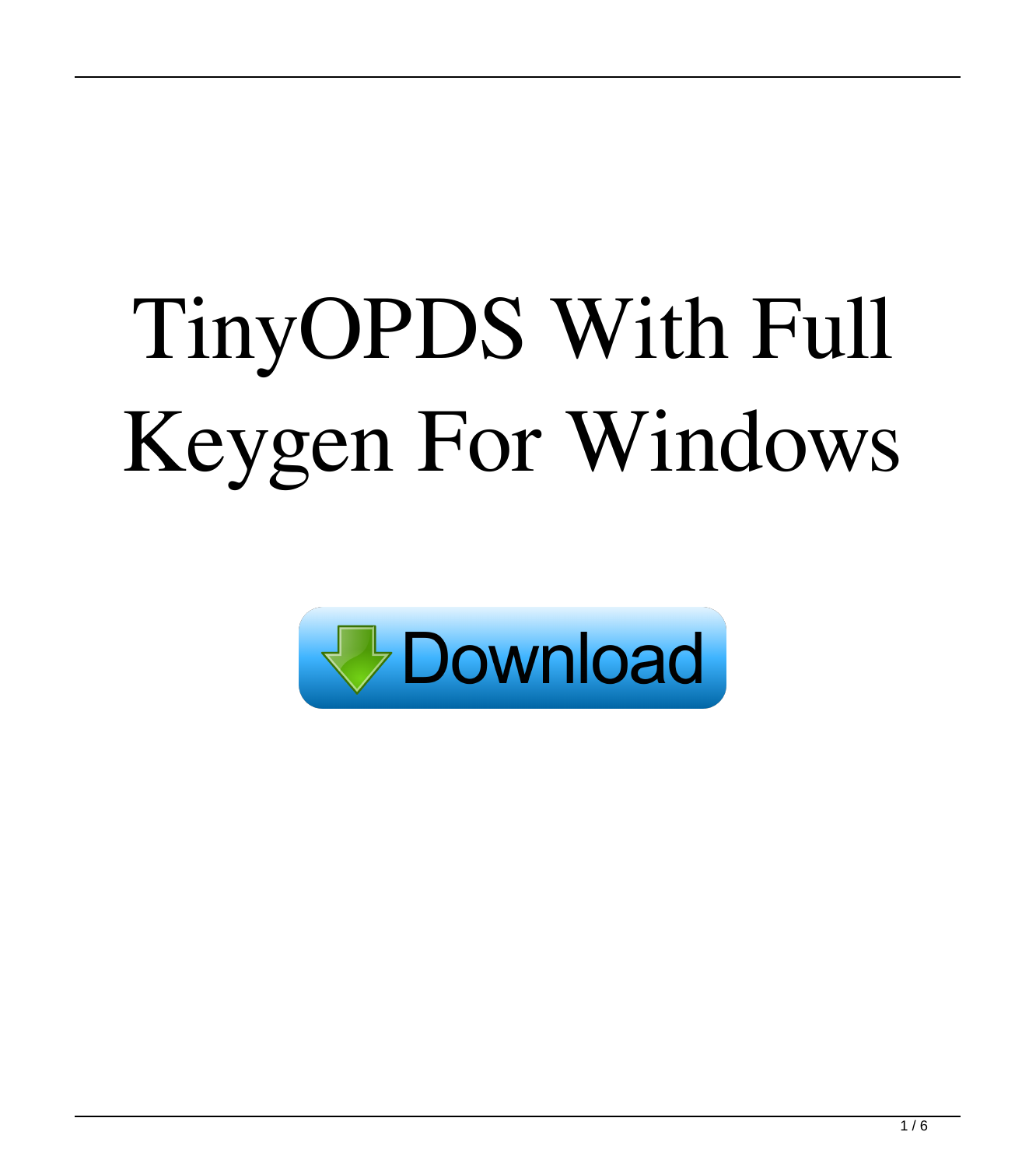# TinyOPDS With Full Keygen For Windows

Download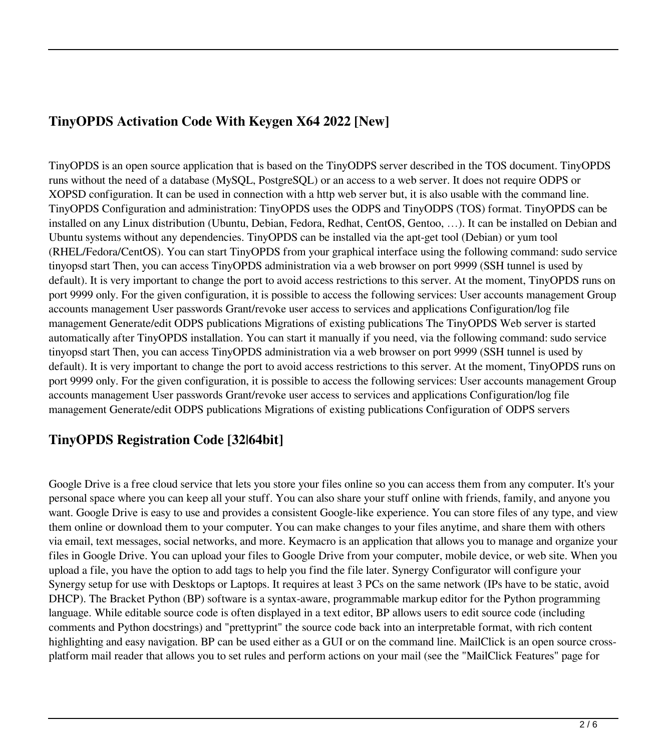## TinyOPDS Activation Code With Keygen X64 2022 [New]

TinyOPDS is an open source application that is based on the TinyODPS server described in the TOS document. TinyOPDS runs without the need of a database (MySQL, PostgreSQL) or an access to a web server. It does not require ODPS or XOPSD configuration. It can be used in connection with a http web server but, it is also usable with the command line. TinyOPDS Configuration and administration: TinyOPDS uses the ODPS and TinyODPS (TOS) format. TinyOPDS can be installed on any Linux distribution (Ubuntu, Debian, Fedora, Redhat, CentOS, Gentoo, …). It can be installed on Debian and Ubuntu systems without any dependencies. TinyOPDS can be installed via the apt-get tool (Debian) or yum tool (RHEL/Fedora/CentOS). You can start TinyOPDS from your graphical interface using the following command: sudo service tinyopsd start Then, you can access TinyOPDS administration via a web browser on port 9999 (SSH tunnel is used by default). It is very important to change the port to avoid access restrictions to this server. At the moment, TinyOPDS runs on port 9999 only. For the given configuration, it is possible to access the following services: User accounts management Group accounts management User passwords Grant/revoke user access to services and applications Configuration/log file management Generate/edit ODPS publications Migrations of existing publications The TinyOPDS Web server is started automatically after TinyOPDS installation. You can start it manually if you need, via the following command: sudo service tinyopsd start Then, you can access TinyOPDS administration via a web browser on port 9999 (SSH tunnel is used by default). It is very important to change the port to avoid access restrictions to this server. At the moment, TinyOPDS runs on port 9999 only. For the given configuration, it is possible to access the following services: User accounts management Group accounts management User passwords Grant/revoke user access to services and applications Configuration/log file management Generate/edit ODPS publications Migrations of existing publications Configuration of ODPS servers

## TinyOPDS Registration Code [32|64bit]

Google Drive is a free cloud service that lets you store your files online so you can access them from any computer. It's your personal space where you can keep all your stuff. You can also share your stuff online with friends, family, and anyone you want. Google Drive is easy to use and provides a consistent Google-like experience. You can store files of any type, and view them online or download them to your computer. You can make changes to your files anytime, and share them with others via email, text messages, social networks, and more. Keymacro is an application that allows you to manage and organize your files in Google Drive. You can upload your files to Google Drive from your computer, mobile device, or web site. When you upload a file, you have the option to add tags to help you find the file later. Synergy Configurator will configure your Synergy setup for use with Desktops or Laptops. It requires at least 3 PCs on the same network (IPs have to be static, avoid DHCP). The Bracket Python (BP) software is a syntax-aware, programmable markup editor for the Python programming language. While editable source code is often displayed in a text editor, BP allows users to edit source code (including comments and Python docstrings) and "prettyprint" the source code back into an interpretable format, with rich content highlighting and easy navigation. BP can be used either as a GUI or on the command line. MailClick is an open source cross-platform mail reader that allows you to set rules and perform actions on your mail (see the "MailClick Features" page for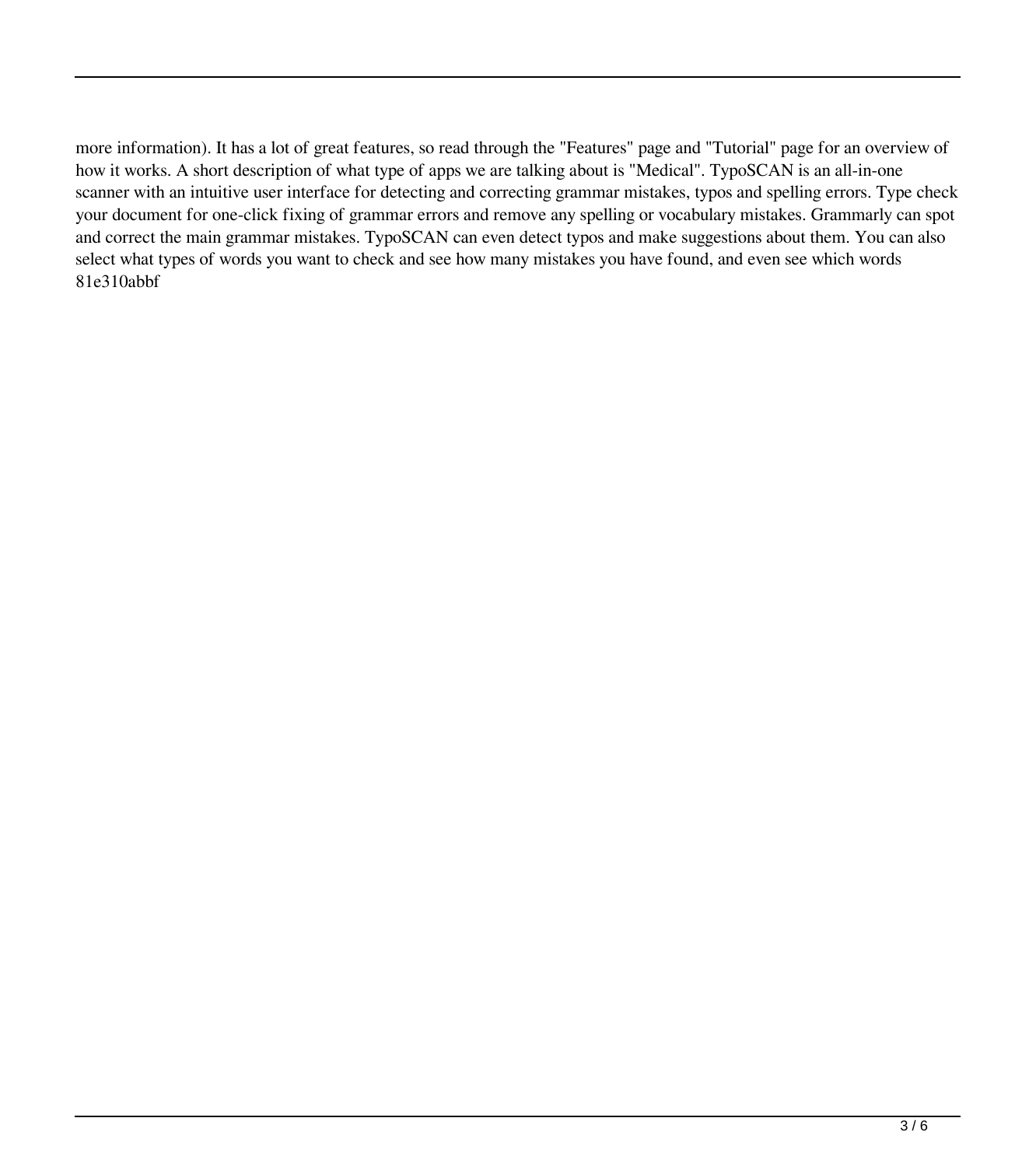more information). It has a lot of great features, so read through the "Features" page and "Tutorial" page for an overview of how it works. A short description of what type of apps we are talking about is "Medical". TypoSCAN is an all-in-one scanner with an intuitive user interface for detecting and correcting grammar mistakes, typos and spelling errors. Type check your document for one-click fixing of grammar errors and remove any spelling or vocabulary mistakes. Grammarly can spot and correct the main grammar mistakes. TypoSCAN can even detect typos and make suggestions about them. You can also select what types of words you want to check and see how many mistakes you have found, and even see which words 81e310abbf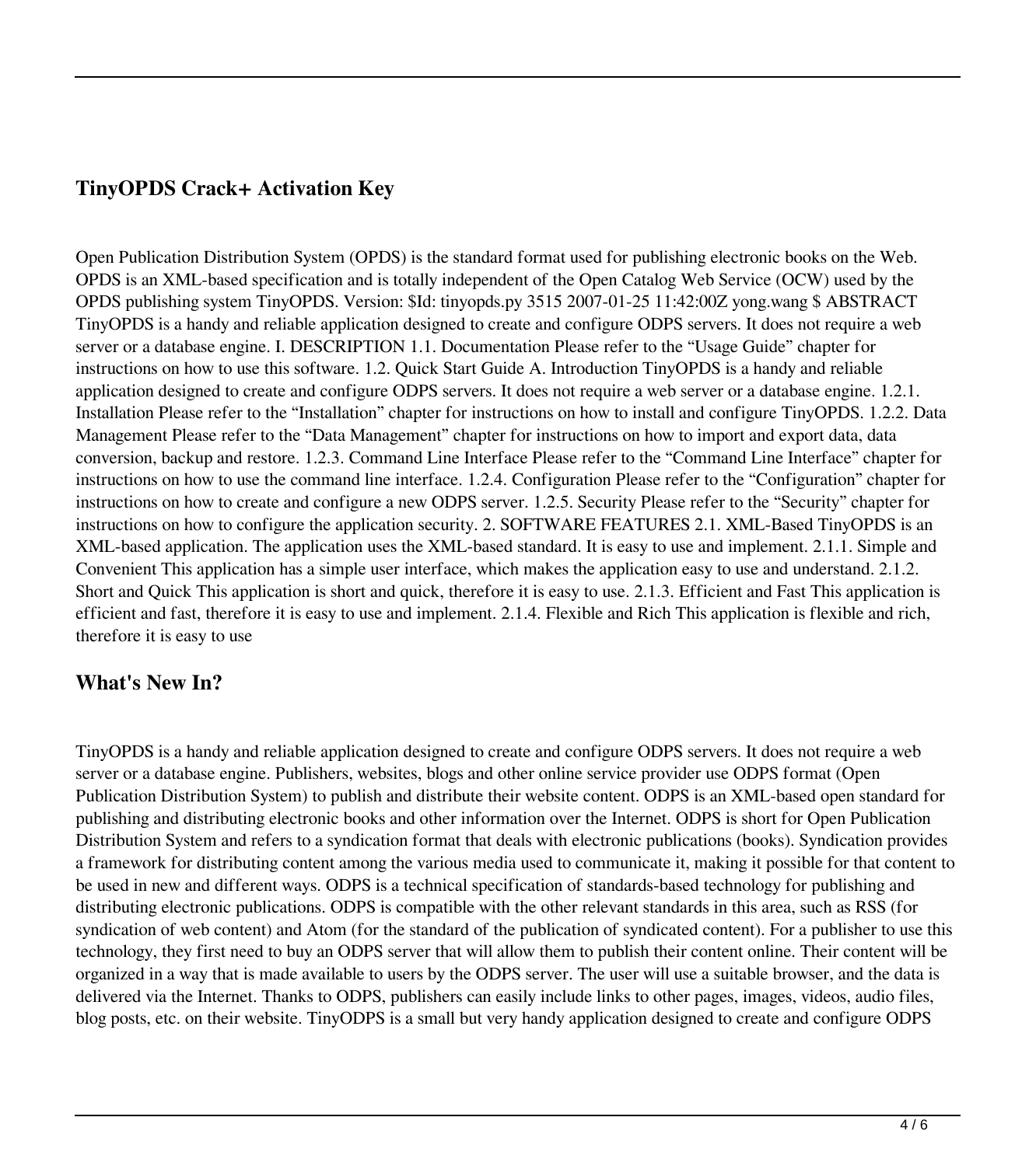## TinyOPDS Crack+ Activation Key

Open Publication Distribution System (OPDS) is the standard format used for publishing electronic books on the Web. OPDS is an XML-based specification and is totally independent of the Open Catalog Web Service (OCW) used by the OPDS publishing system TinyOPDS. Version: $Id: tinyopds.py 3515 2007-01-25 11:42:00Z yong.wang $ ABSTRACT TinyOPDS is a handy and reliable application designed to create and configure ODPS servers. It does not require a web server or a database engine. I. DESCRIPTION 1.1. Documentation Please refer to the "Usage Guide" chapter for instructions on how to use this software. 1.2. Quick Start Guide A. Introduction TinyOPDS is a handy and reliable application designed to create and configure ODPS servers. It does not require a web server or a database engine. 1.2.1. Installation Please refer to the "Installation" chapter for instructions on how to install and configure TinyOPDS. 1.2.2. Data Management Please refer to the "Data Management" chapter for instructions on how to import and export data, data conversion, backup and restore. 1.2.3. Command Line Interface Please refer to the "Command Line Interface" chapter for instructions on how to use the command line interface. 1.2.4. Configuration Please refer to the "Configuration" chapter for instructions on how to create and configure a new ODPS server. 1.2.5. Security Please refer to the "Security" chapter for instructions on how to configure the application security. 2. SOFTWARE FEATURES 2.1. XML-Based TinyOPDS is an XML-based application. The application uses the XML-based standard. It is easy to use and implement. 2.1.1. Simple and Convenient This application has a simple user interface, which makes the application easy to use and understand. 2.1.2. Short and Quick This application is short and quick, therefore it is easy to use. 2.1.3. Efficient and Fast This application is efficient and fast, therefore it is easy to use and implement. 2.1.4. Flexible and Rich This application is flexible and rich, therefore it is easy to use

## What's New In?

TinyOPDS is a handy and reliable application designed to create and configure ODPS servers. It does not require a web server or a database engine. Publishers, websites, blogs and other online service provider use ODPS format (Open Publication Distribution System) to publish and distribute their website content. ODPS is an XML-based open standard for publishing and distributing electronic books and other information over the Internet. ODPS is short for Open Publication Distribution System and refers to a syndication format that deals with electronic publications (books). Syndication provides a framework for distributing content among the various media used to communicate it, making it possible for that content to be used in new and different ways. ODPS is a technical specification of standards-based technology for publishing and distributing electronic publications. ODPS is compatible with the other relevant standards in this area, such as RSS (for syndication of web content) and Atom (for the standard of the publication of syndicated content). For a publisher to use this technology, they first need to buy an ODPS server that will allow them to publish their content online. Their content will be organized in a way that is made available to users by the ODPS server. The user will use a suitable browser, and the data is delivered via the Internet. Thanks to ODPS, publishers can easily include links to other pages, images, videos, audio files, blog posts, etc. on their website. TinyODPS is a small but very handy application designed to create and configure ODPS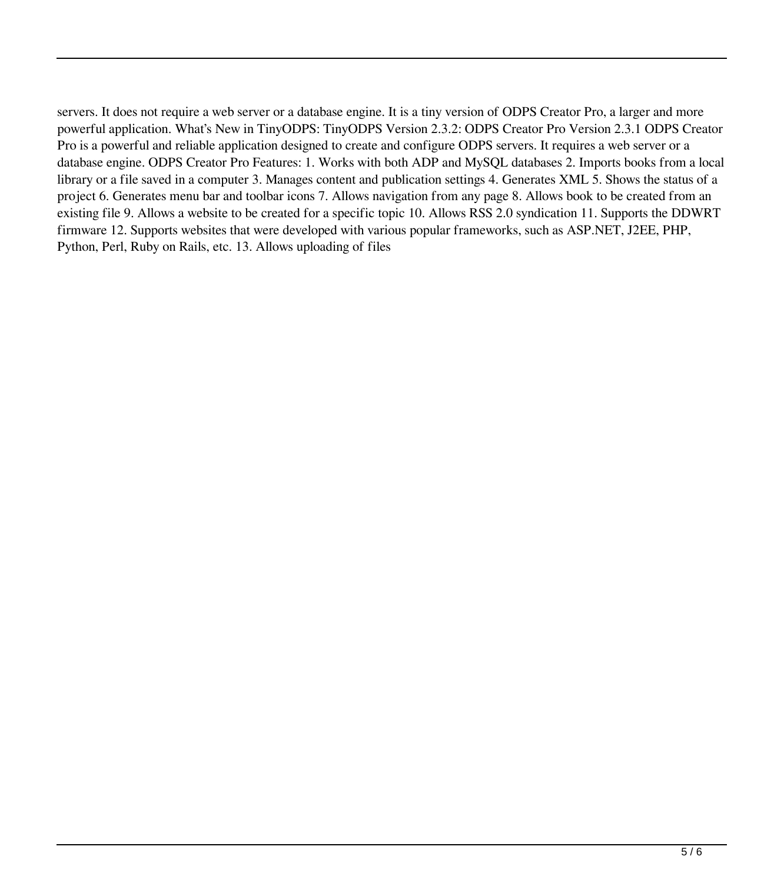servers. It does not require a web server or a database engine. It is a tiny version of ODPS Creator Pro, a larger and more powerful application. What's New in TinyODPS: TinyODPS Version 2.3.2: ODPS Creator Pro Version 2.3.1 ODPS Creator Pro is a powerful and reliable application designed to create and configure ODPS servers. It requires a web server or a database engine. ODPS Creator Pro Features: 1. Works with both ADP and MySQL databases 2. Imports books from a local library or a file saved in a computer 3. Manages content and publication settings 4. Generates XML 5. Shows the status of a project 6. Generates menu bar and toolbar icons 7. Allows navigation from any page 8. Allows book to be created from an existing file 9. Allows a website to be created for a specific topic 10. Allows RSS 2.0 syndication 11. Supports the DDWRT firmware 12. Supports websites that were developed with various popular frameworks, such as ASP.NET, J2EE, PHP, Python, Perl, Ruby on Rails, etc. 13. Allows uploading of files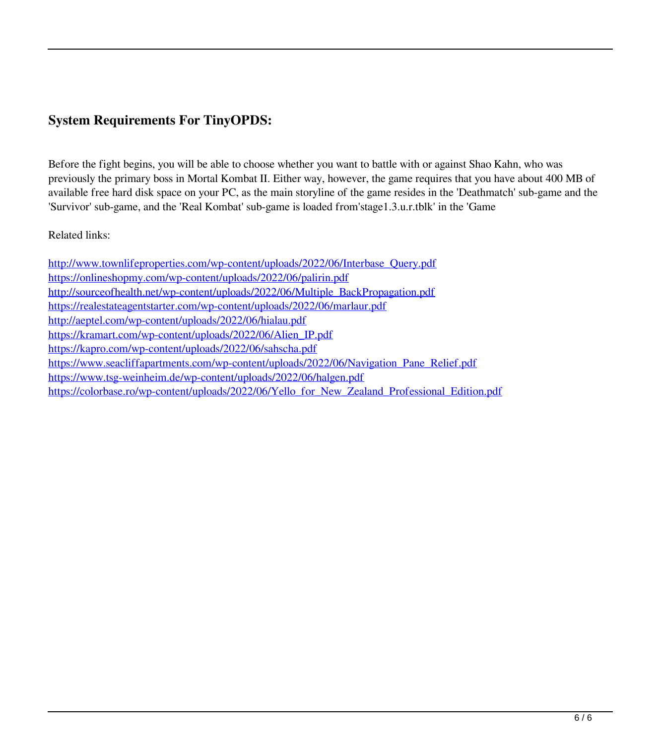## System Requirements For TinyOPDS:

Before the fight begins, you will be able to choose whether you want to battle with or against Shao Kahn, who was previously the primary boss in Mortal Kombat II. Either way, however, the game requires that you have about 400 MB of available free hard disk space on your PC, as the main storyline of the game resides in the 'Deathmatch' sub-game and the 'Survivor' sub-game, and the 'Real Kombat' sub-game is loaded from'stage1.3.u.r.tblk' in the 'Game

Related links:

http://www.townlifeproperties.com/wp-content/uploads/2022/06/Interbase_Query.pdf
https://onlineshopmy.com/wp-content/uploads/2022/06/palirin.pdf
http://sourceofhealth.net/wp-content/uploads/2022/06/Multiple_BackPropagation.pdf
https://realestateagentstarter.com/wp-content/uploads/2022/06/marlaur.pdf
http://aeptel.com/wp-content/uploads/2022/06/hialau.pdf
https://kramart.com/wp-content/uploads/2022/06/Alien_IP.pdf
https://kapro.com/wp-content/uploads/2022/06/sahscha.pdf
https://www.seacliffapartments.com/wp-content/uploads/2022/06/Navigation_Pane_Relief.pdf
https://www.tsg-weinheim.de/wp-content/uploads/2022/06/halgen.pdf
https://colorbase.ro/wp-content/uploads/2022/06/Yello_for_New_Zealand_Professional_Edition.pdf